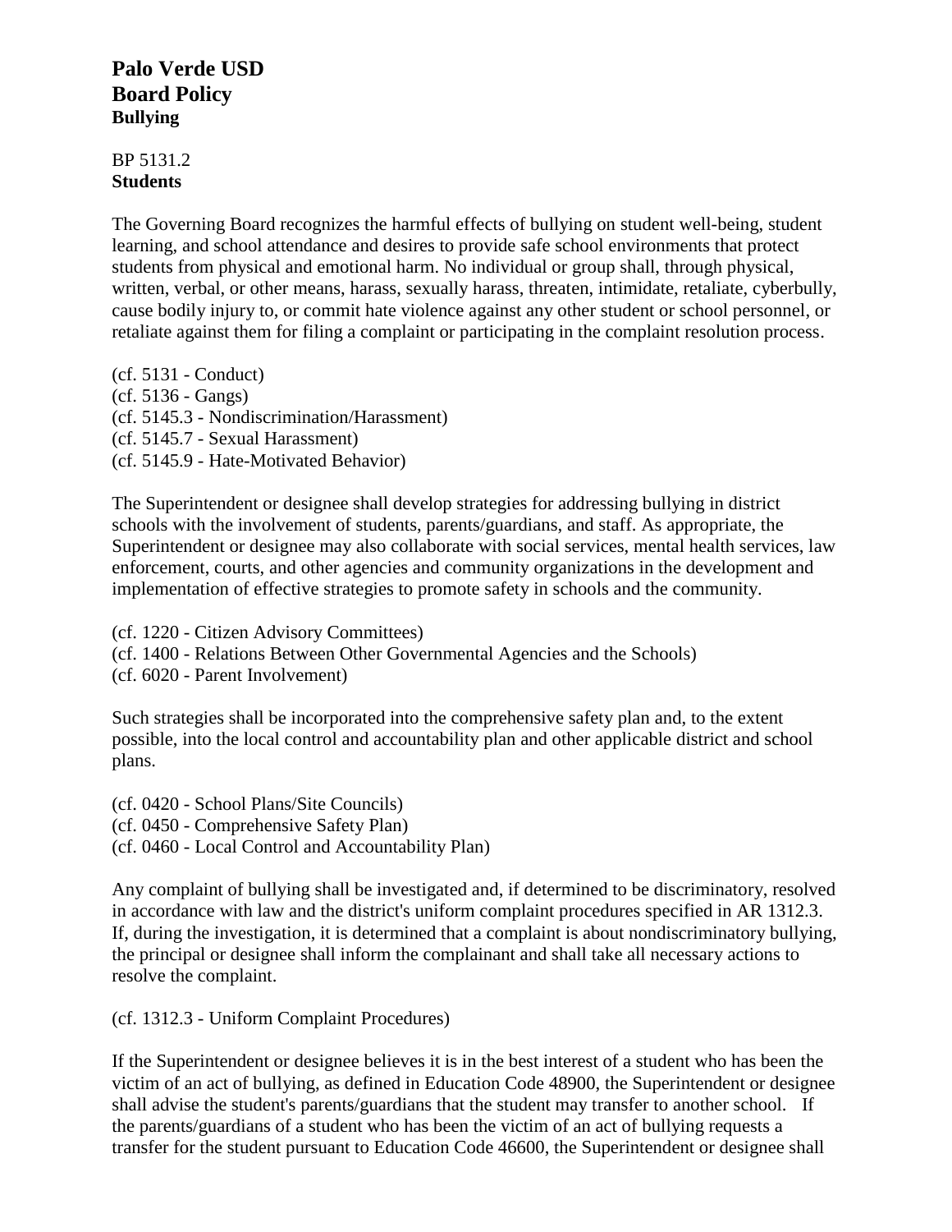**Palo Verde USD**
**Board Policy**
**Bullying**

BP 5131.2
**Students**

The Governing Board recognizes the harmful effects of bullying on student well-being, student learning, and school attendance and desires to provide safe school environments that protect students from physical and emotional harm. No individual or group shall, through physical, written, verbal, or other means, harass, sexually harass, threaten, intimidate, retaliate, cyberbully, cause bodily injury to, or commit hate violence against any other student or school personnel, or retaliate against them for filing a complaint or participating in the complaint resolution process.

(cf. 5131 - Conduct)
(cf. 5136 - Gangs)
(cf. 5145.3 - Nondiscrimination/Harassment)
(cf. 5145.7 - Sexual Harassment)
(cf. 5145.9 - Hate-Motivated Behavior)

The Superintendent or designee shall develop strategies for addressing bullying in district schools with the involvement of students, parents/guardians, and staff. As appropriate, the Superintendent or designee may also collaborate with social services, mental health services, law enforcement, courts, and other agencies and community organizations in the development and implementation of effective strategies to promote safety in schools and the community.

(cf. 1220 - Citizen Advisory Committees)
(cf. 1400 - Relations Between Other Governmental Agencies and the Schools)
(cf. 6020 - Parent Involvement)

Such strategies shall be incorporated into the comprehensive safety plan and, to the extent possible, into the local control and accountability plan and other applicable district and school plans.

(cf. 0420 - School Plans/Site Councils)
(cf. 0450 - Comprehensive Safety Plan)
(cf. 0460 - Local Control and Accountability Plan)

Any complaint of bullying shall be investigated and, if determined to be discriminatory, resolved in accordance with law and the district's uniform complaint procedures specified in AR 1312.3. If, during the investigation, it is determined that a complaint is about nondiscriminatory bullying, the principal or designee shall inform the complainant and shall take all necessary actions to resolve the complaint.

(cf. 1312.3 - Uniform Complaint Procedures)

If the Superintendent or designee believes it is in the best interest of a student who has been the victim of an act of bullying, as defined in Education Code 48900, the Superintendent or designee shall advise the student's parents/guardians that the student may transfer to another school. If the parents/guardians of a student who has been the victim of an act of bullying requests a transfer for the student pursuant to Education Code 46600, the Superintendent or designee shall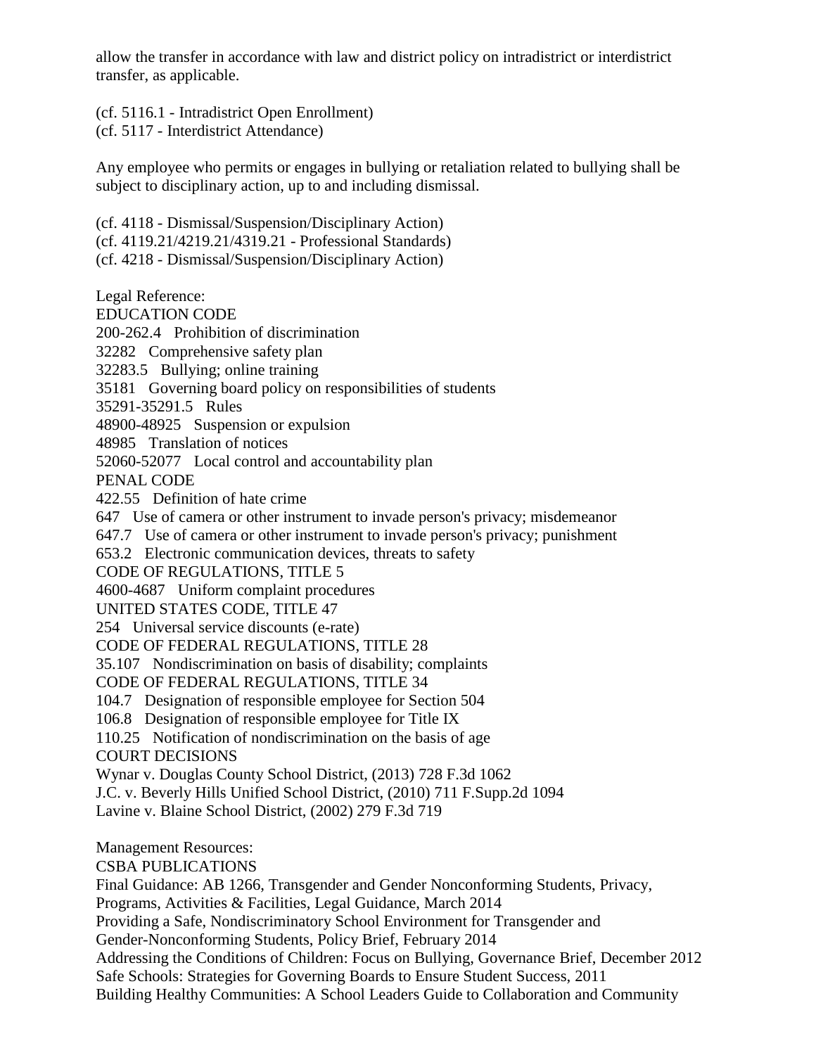allow the transfer in accordance with law and district policy on intradistrict or interdistrict transfer, as applicable.

(cf. 5116.1 - Intradistrict Open Enrollment)
(cf. 5117 - Interdistrict Attendance)

Any employee who permits or engages in bullying or retaliation related to bullying shall be subject to disciplinary action, up to and including dismissal.

(cf. 4118 - Dismissal/Suspension/Disciplinary Action)
(cf. 4119.21/4219.21/4319.21 - Professional Standards)
(cf. 4218 - Dismissal/Suspension/Disciplinary Action)

Legal Reference:
EDUCATION CODE
200-262.4 Prohibition of discrimination
32282 Comprehensive safety plan
32283.5 Bullying; online training
35181 Governing board policy on responsibilities of students
35291-35291.5 Rules
48900-48925 Suspension or expulsion
48985 Translation of notices
52060-52077 Local control and accountability plan
PENAL CODE
422.55 Definition of hate crime
647 Use of camera or other instrument to invade person's privacy; misdemeanor
647.7 Use of camera or other instrument to invade person's privacy; punishment
653.2 Electronic communication devices, threats to safety
CODE OF REGULATIONS, TITLE 5
4600-4687 Uniform complaint procedures
UNITED STATES CODE, TITLE 47
254 Universal service discounts (e-rate)
CODE OF FEDERAL REGULATIONS, TITLE 28
35.107 Nondiscrimination on basis of disability; complaints
CODE OF FEDERAL REGULATIONS, TITLE 34
104.7 Designation of responsible employee for Section 504
106.8 Designation of responsible employee for Title IX
110.25 Notification of nondiscrimination on the basis of age
COURT DECISIONS
Wynar v. Douglas County School District, (2013) 728 F.3d 1062
J.C. v. Beverly Hills Unified School District, (2010) 711 F.Supp.2d 1094
Lavine v. Blaine School District, (2002) 279 F.3d 719

Management Resources:
CSBA PUBLICATIONS
Final Guidance: AB 1266, Transgender and Gender Nonconforming Students, Privacy, Programs, Activities & Facilities, Legal Guidance, March 2014
Providing a Safe, Nondiscriminatory School Environment for Transgender and Gender-Nonconforming Students, Policy Brief, February 2014
Addressing the Conditions of Children: Focus on Bullying, Governance Brief, December 2012
Safe Schools: Strategies for Governing Boards to Ensure Student Success, 2011
Building Healthy Communities: A School Leaders Guide to Collaboration and Community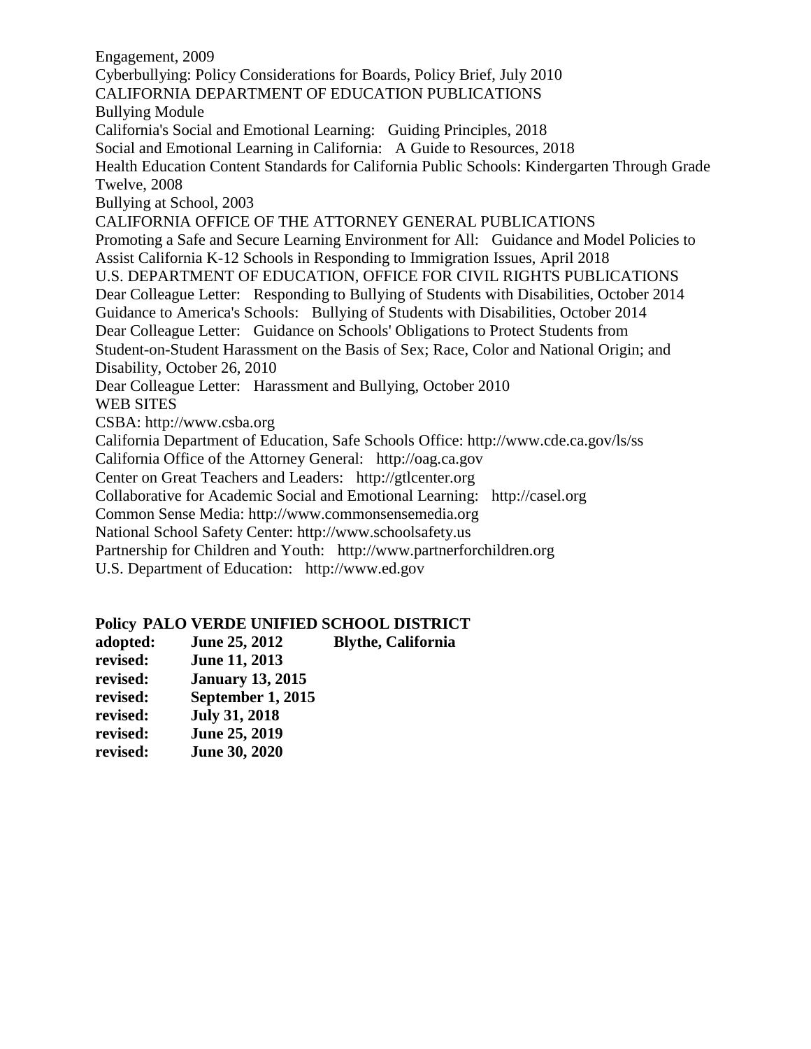Engagement, 2009

Cyberbullying: Policy Considerations for Boards, Policy Brief, July 2010

CALIFORNIA DEPARTMENT OF EDUCATION PUBLICATIONS

Bullying Module

California's Social and Emotional Learning: Guiding Principles, 2018

Social and Emotional Learning in California: A Guide to Resources, 2018

Health Education Content Standards for California Public Schools: Kindergarten Through Grade Twelve, 2008

Bullying at School, 2003

CALIFORNIA OFFICE OF THE ATTORNEY GENERAL PUBLICATIONS

Promoting a Safe and Secure Learning Environment for All: Guidance and Model Policies to Assist California K-12 Schools in Responding to Immigration Issues, April 2018

U.S. DEPARTMENT OF EDUCATION, OFFICE FOR CIVIL RIGHTS PUBLICATIONS

Dear Colleague Letter: Responding to Bullying of Students with Disabilities, October 2014

Guidance to America's Schools: Bullying of Students with Disabilities, October 2014

Dear Colleague Letter: Guidance on Schools' Obligations to Protect Students from Student-on-Student Harassment on the Basis of Sex; Race, Color and National Origin; and Disability, October 26, 2010

Dear Colleague Letter: Harassment and Bullying, October 2010

WEB SITES

CSBA: http://www.csba.org

California Department of Education, Safe Schools Office: http://www.cde.ca.gov/ls/ss

California Office of the Attorney General: http://oag.ca.gov

Center on Great Teachers and Leaders: http://gtlcenter.org

Collaborative for Academic Social and Emotional Learning: http://casel.org

Common Sense Media: http://www.commonsensemedia.org

National School Safety Center: http://www.schoolsafety.us

Partnership for Children and Youth: http://www.partnerforchildren.org

U.S. Department of Education: http://www.ed.gov

**Policy PALO VERDE UNIFIED SCHOOL DISTRICT**

| | | |
|---|---|---|
| **adopted:** | **June 25, 2012** | **Blythe, California** |
| **revised:** | **June 11, 2013** | |
| **revised:** | **January 13, 2015** | |
| **revised:** | **September 1, 2015** | |
| **revised:** | **July 31, 2018** | |
| **revised:** | **June 25, 2019** | |
| **revised:** | **June 30, 2020** | |